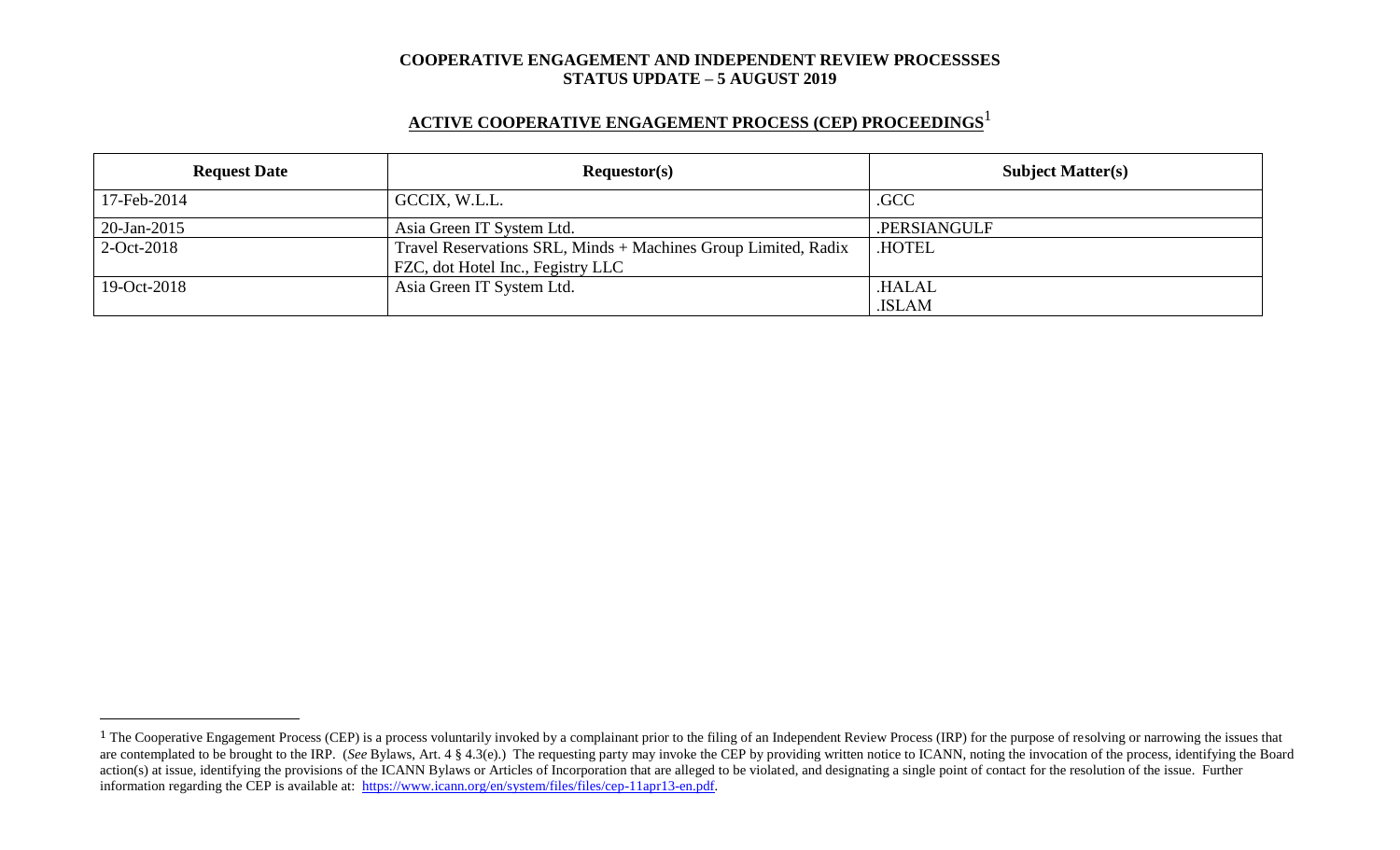**COOPERATIVE ENGAGEMENT AND INDEPENDENT REVIEW PROCESSSES**
**STATUS UPDATE – 5 AUGUST 2019**

## ACTIVE COOPERATIVE ENGAGEMENT PROCESS (CEP) PROCEEDINGS[1]

| Request Date | Requestor(s) | Subject Matter(s) |
|---|---|---|
| 17-Feb-2014 | GCCIX, W.L.L. | .GCC |
| 20-Jan-2015 | Asia Green IT System Ltd. | .PERSIANGULF |
| 2-Oct-2018 | Travel Reservations SRL, Minds + Machines Group Limited, Radix FZC, dot Hotel Inc., Fegistry LLC | .HOTEL |
| 19-Oct-2018 | Asia Green IT System Ltd. | .HALAL<br>.ISLAM |

[1] The Cooperative Engagement Process (CEP) is a process voluntarily invoked by a complainant prior to the filing of an Independent Review Process (IRP) for the purpose of resolving or narrowing the issues that are contemplated to be brought to the IRP. (*See* Bylaws, Art. 4 § 4.3(e).) The requesting party may invoke the CEP by providing written notice to ICANN, noting the invocation of the process, identifying the Board action(s) at issue, identifying the provisions of the ICANN Bylaws or Articles of Incorporation that are alleged to be violated, and designating a single point of contact for the resolution of the issue. Further information regarding the CEP is available at: https://www.icann.org/en/system/files/files/cep-11apr13-en.pdf.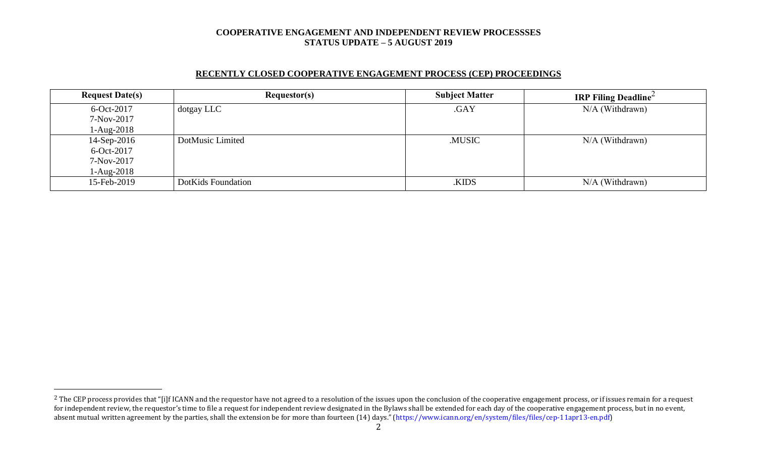## RECENTLY CLOSED COOPERATIVE ENGAGEMENT PROCESS (CEP) PROCEEDINGS

| Request Date(s) | Requestor(s) | Subject Matter | IRP Filing Deadline[2] |
|---|---|---|---|
| 6-Oct-2017<br>7-Nov-2017<br>1-Aug-2018 | dotgay LLC | .GAY | N/A (Withdrawn) |
| 14-Sep-2016<br>6-Oct-2017<br>7-Nov-2017<br>1-Aug-2018 | DotMusic Limited | .MUSIC | N/A (Withdrawn) |
| 15-Feb-2019 | DotKids Foundation | .KIDS | N/A (Withdrawn) |

[2] The CEP process provides that "[i]f ICANN and the requestor have not agreed to a resolution of the issues upon the conclusion of the cooperative engagement process, or if issues remain for a request for independent review, the requestor's time to file a request for independent review designated in the Bylaws shall be extended for each day of the cooperative engagement process, but in no event, absent mutual written agreement by the parties, shall the extension be for more than fourteen (14) days." (https://www.icann.org/en/system/files/files/cep-11apr13-en.pdf)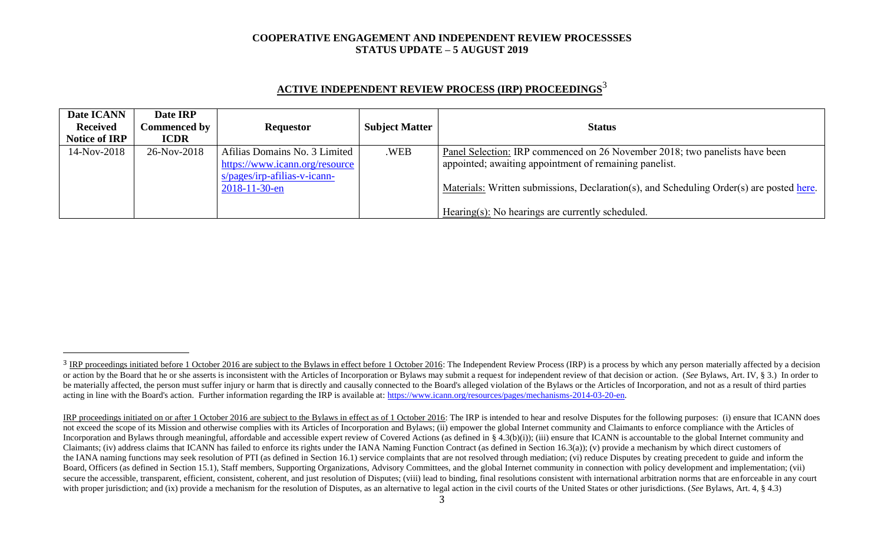# COOPERATIVE ENGAGEMENT AND INDEPENDENT REVIEW PROCESSSES
## STATUS UPDATE – 5 AUGUST 2019

## ACTIVE INDEPENDENT REVIEW PROCESS (IRP) PROCEEDINGS[3]

| Date ICANN Received Notice of IRP | Date IRP Commenced by ICDR | Requestor | Subject Matter | Status |
|---|---|---|---|---|
| 14-Nov-2018 | 26-Nov-2018 | Afilias Domains No. 3 Limited https://www.icann.org/resources/pages/irp-afilias-v-icann-2018-11-30-en | .WEB | Panel Selection: IRP commenced on 26 November 2018; two panelists have been appointed; awaiting appointment of remaining panelist.<br><br>Materials: Written submissions, Declaration(s), and Scheduling Order(s) are posted here.<br><br>Hearing(s): No hearings are currently scheduled. |

[3] IRP proceedings initiated before 1 October 2016 are subject to the Bylaws in effect before 1 October 2016: The Independent Review Process (IRP) is a process by which any person materially affected by a decision or action by the Board that he or she asserts is inconsistent with the Articles of Incorporation or Bylaws may submit a request for independent review of that decision or action. (*See* Bylaws, Art. IV, § 3.) In order to be materially affected, the person must suffer injury or harm that is directly and causally connected to the Board's alleged violation of the Bylaws or the Articles of Incorporation, and not as a result of third parties acting in line with the Board's action. Further information regarding the IRP is available at: https://www.icann.org/resources/pages/mechanisms-2014-03-20-en.

IRP proceedings initiated on or after 1 October 2016 are subject to the Bylaws in effect as of 1 October 2016: The IRP is intended to hear and resolve Disputes for the following purposes: (i) ensure that ICANN does not exceed the scope of its Mission and otherwise complies with its Articles of Incorporation and Bylaws; (ii) empower the global Internet community and Claimants to enforce compliance with the Articles of Incorporation and Bylaws through meaningful, affordable and accessible expert review of Covered Actions (as defined in § 4.3(b)(i)); (iii) ensure that ICANN is accountable to the global Internet community and Claimants; (iv) address claims that ICANN has failed to enforce its rights under the IANA Naming Function Contract (as defined in Section 16.3(a)); (v) provide a mechanism by which direct customers of the IANA naming functions may seek resolution of PTI (as defined in Section 16.1) service complaints that are not resolved through mediation; (vi) reduce Disputes by creating precedent to guide and inform the Board, Officers (as defined in Section 15.1), Staff members, Supporting Organizations, Advisory Committees, and the global Internet community in connection with policy development and implementation; (vii) secure the accessible, transparent, efficient, consistent, coherent, and just resolution of Disputes; (viii) lead to binding, final resolutions consistent with international arbitration norms that are enforceable in any court with proper jurisdiction; and (ix) provide a mechanism for the resolution of Disputes, as an alternative to legal action in the civil courts of the United States or other jurisdictions. (*See* Bylaws, Art. 4, § 4.3)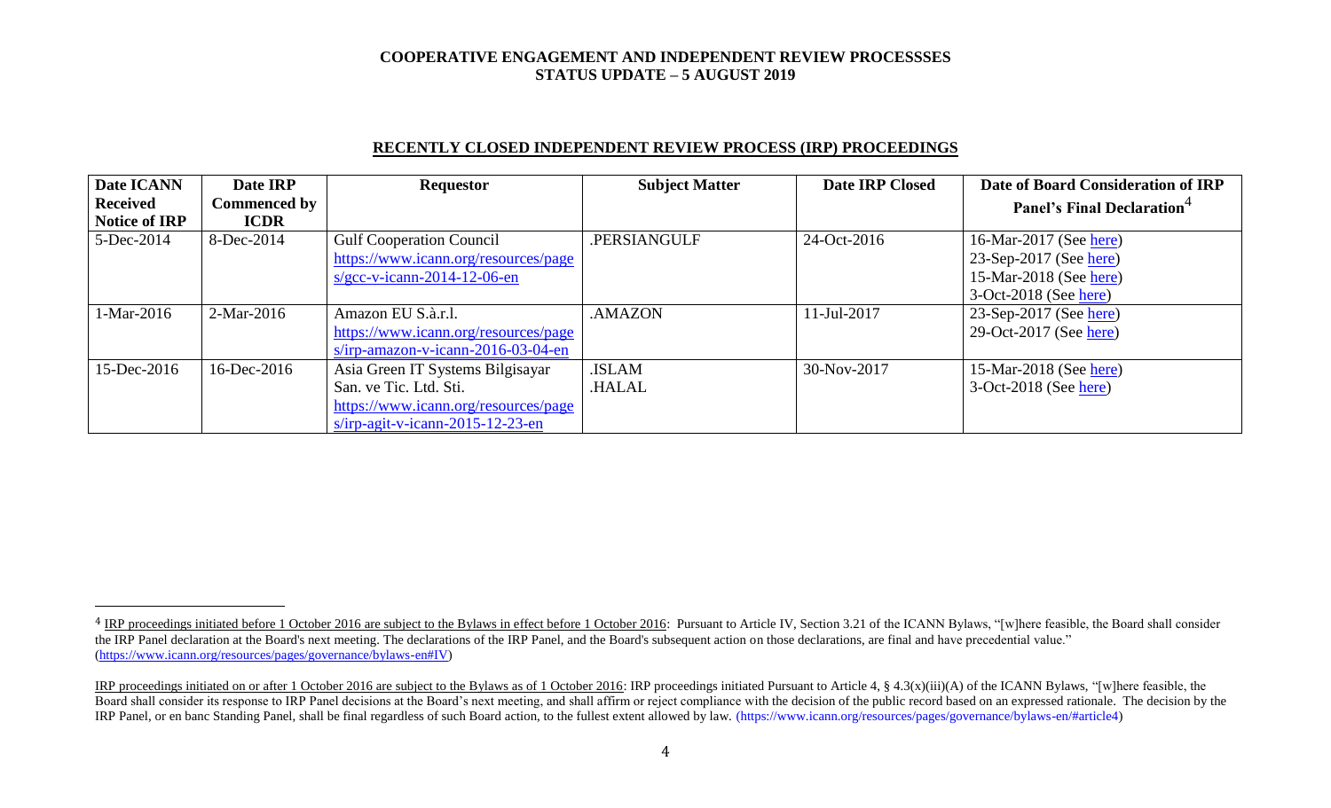## COOPERATIVE ENGAGEMENT AND INDEPENDENT REVIEW PROCESSSES STATUS UPDATE – 5 AUGUST 2019

### RECENTLY CLOSED INDEPENDENT REVIEW PROCESS (IRP) PROCEEDINGS

| Date ICANN Received Notice of IRP | Date IRP Commenced by ICDR | Requestor | Subject Matter | Date IRP Closed | Date of Board Consideration of IRP Panel's Final Declaration[4] |
|---|---|---|---|---|---|
| 5-Dec-2014 | 8-Dec-2014 | Gulf Cooperation Council https://www.icann.org/resources/pages/gcc-v-icann-2014-12-06-en | .PERSIANGULF | 24-Oct-2016 | 16-Mar-2017 (See here)<br>23-Sep-2017 (See here)<br>15-Mar-2018 (See here)<br>3-Oct-2018 (See here) |
| 1-Mar-2016 | 2-Mar-2016 | Amazon EU S.à.r.l. https://www.icann.org/resources/pages/irp-amazon-v-icann-2016-03-04-en | .AMAZON | 11-Jul-2017 | 23-Sep-2017 (See here)<br>29-Oct-2017 (See here) |
| 15-Dec-2016 | 16-Dec-2016 | Asia Green IT Systems Bilgisayar San. ve Tic. Ltd. Sti. https://www.icann.org/resources/pages/irp-agit-v-icann-2015-12-23-en | .ISLAM<br>.HALAL | 30-Nov-2017 | 15-Mar-2018 (See here)<br>3-Oct-2018 (See here) |

[4] IRP proceedings initiated before 1 October 2016 are subject to the Bylaws in effect before 1 October 2016: Pursuant to Article IV, Section 3.21 of the ICANN Bylaws, "[w]here feasible, the Board shall consider the IRP Panel declaration at the Board's next meeting. The declarations of the IRP Panel, and the Board's subsequent action on those declarations, are final and have precedential value." (https://www.icann.org/resources/pages/governance/bylaws-en#IV)

IRP proceedings initiated on or after 1 October 2016 are subject to the Bylaws as of 1 October 2016: IRP proceedings initiated Pursuant to Article 4, § 4.3(x)(iii)(A) of the ICANN Bylaws, "[w]here feasible, the Board shall consider its response to IRP Panel decisions at the Board's next meeting, and shall affirm or reject compliance with the decision of the public record based on an expressed rationale. The decision by the IRP Panel, or en banc Standing Panel, shall be final regardless of such Board action, to the fullest extent allowed by law. (https://www.icann.org/resources/pages/governance/bylaws-en/#article4)